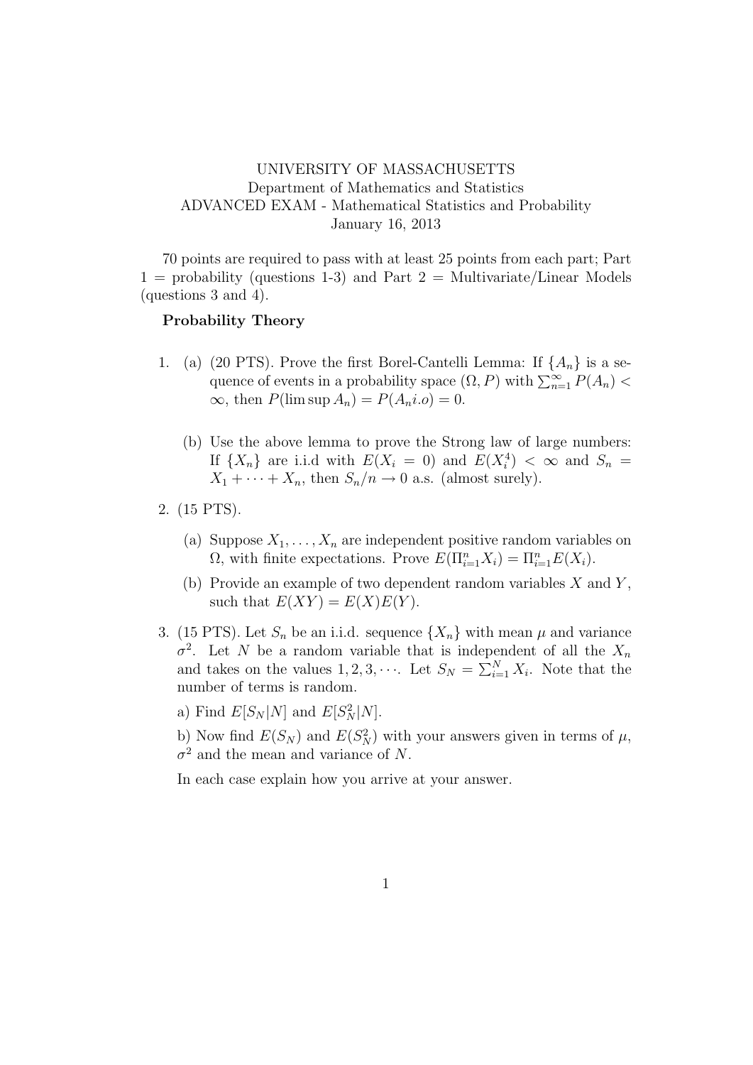UNIVERSITY OF MASSACHUSETTS
Department of Mathematics and Statistics
ADVANCED EXAM - Mathematical Statistics and Probability
January 16, 2013

70 points are required to pass with at least 25 points from each part; Part 1 = probability (questions 1-3) and Part 2 = Multivariate/Linear Models (questions 3 and 4).

**Probability Theory**

1. (a) (20 PTS). Prove the first Borel-Cantelli Lemma: If $\{A_n\}$ is a sequence of events in a probability space $(\Omega, P)$ with $\sum_{n=1}^{\infty} P(A_n) < \infty$, then $P(\limsup A_n) = P(A_n i.o) = 0$.

   (b) Use the above lemma to prove the Strong law of large numbers: If $\{X_n\}$ are i.i.d with $E(X_i = 0)$ and $E(X_i^4) < \infty$ and $S_n = X_1 + \cdots + X_n$, then $S_n/n \to 0$ a.s. (almost surely).

2. (15 PTS).

   (a) Suppose $X_1, \ldots, X_n$ are independent positive random variables on $\Omega$, with finite expectations. Prove $E(\Pi_{i=1}^n X_i) = \Pi_{i=1}^n E(X_i)$.

   (b) Provide an example of two dependent random variables $X$ and $Y$, such that $E(XY) = E(X)E(Y)$.

3. (15 PTS). Let $S_n$ be an i.i.d. sequence $\{X_n\}$ with mean $\mu$ and variance $\sigma^2$. Let $N$ be a random variable that is independent of all the $X_n$ and takes on the values $1, 2, 3, \cdots$. Let $S_N = \sum_{i=1}^N X_i$. Note that the number of terms is random.

   a) Find $E[S_N|N]$ and $E[S_N^2|N]$.

   b) Now find $E(S_N)$ and $E(S_N^2)$ with your answers given in terms of $\mu$, $\sigma^2$ and the mean and variance of $N$.

   In each case explain how you arrive at your answer.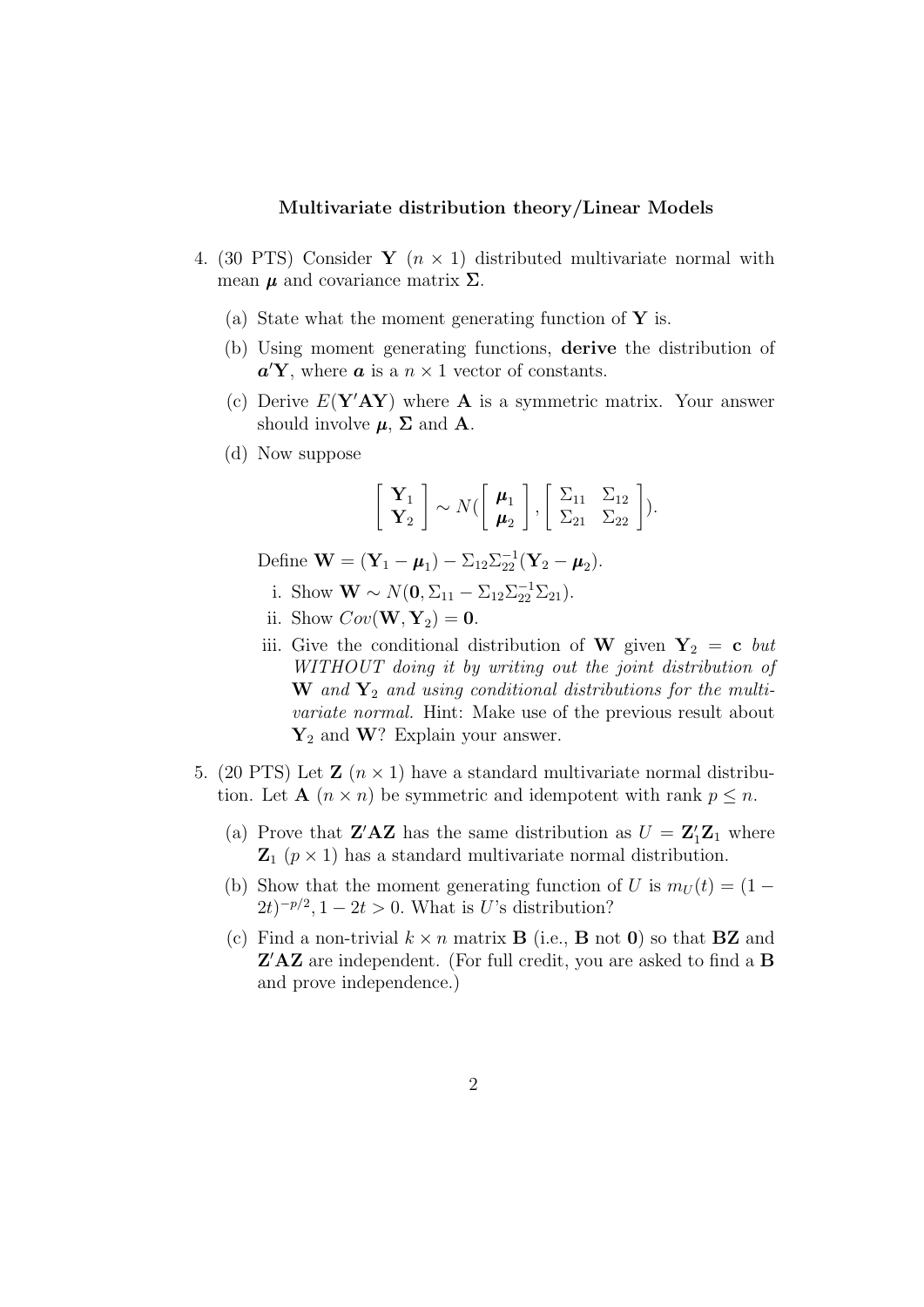### Multivariate distribution theory/Linear Models

4. (30 PTS) Consider $\mathbf{Y}$ ($n \times 1$) distributed multivariate normal with mean $\boldsymbol{\mu}$ and covariance matrix $\boldsymbol{\Sigma}$.

   (a) State what the moment generating function of $\mathbf{Y}$ is.

   (b) Using moment generating functions, **derive** the distribution of $\boldsymbol{a}'\mathbf{Y}$, where $\boldsymbol{a}$ is a $n \times 1$ vector of constants.

   (c) Derive $E(\mathbf{Y}'\mathbf{A}\mathbf{Y})$ where $\mathbf{A}$ is a symmetric matrix. Your answer should involve $\boldsymbol{\mu}$, $\boldsymbol{\Sigma}$ and $\mathbf{A}$.

   (d) Now suppose

   $$\begin{bmatrix} \mathbf{Y}_1 \\ \mathbf{Y}_2 \end{bmatrix} \sim N\left( \begin{bmatrix} \boldsymbol{\mu}_1 \\ \boldsymbol{\mu}_2 \end{bmatrix}, \begin{bmatrix} \Sigma_{11} & \Sigma_{12} \\ \Sigma_{21} & \Sigma_{22} \end{bmatrix} \right).$$

   Define $\mathbf{W} = (\mathbf{Y}_1 - \boldsymbol{\mu}_1) - \Sigma_{12}\Sigma_{22}^{-1}(\mathbf{Y}_2 - \boldsymbol{\mu}_2)$.

   i. Show $\mathbf{W} \sim N(\mathbf{0}, \Sigma_{11} - \Sigma_{12}\Sigma_{22}^{-1}\Sigma_{21})$.

   ii. Show $Cov(\mathbf{W}, \mathbf{Y}_2) = \mathbf{0}$.

   iii. Give the conditional distribution of $\mathbf{W}$ given $\mathbf{Y}_2 = \mathbf{c}$ *but WITHOUT doing it by writing out the joint distribution of* $\mathbf{W}$ *and* $\mathbf{Y}_2$ *and using conditional distributions for the multivariate normal.* Hint: Make use of the previous result about $\mathbf{Y}_2$ and $\mathbf{W}$? Explain your answer.

5. (20 PTS) Let $\mathbf{Z}$ ($n \times 1$) have a standard multivariate normal distribution. Let $\mathbf{A}$ ($n \times n$) be symmetric and idempotent with rank $p \leq n$.

   (a) Prove that $\mathbf{Z}'\mathbf{A}\mathbf{Z}$ has the same distribution as $U = \mathbf{Z}_1'\mathbf{Z}_1$ where $\mathbf{Z}_1$ ($p \times 1$) has a standard multivariate normal distribution.

   (b) Show that the moment generating function of $U$ is $m_U(t) = (1 - 2t)^{-p/2}, 1 - 2t > 0$. What is $U$'s distribution?

   (c) Find a non-trivial $k \times n$ matrix $\mathbf{B}$ (i.e., $\mathbf{B}$ not $\mathbf{0}$) so that $\mathbf{B}\mathbf{Z}$ and $\mathbf{Z}'\mathbf{A}\mathbf{Z}$ are independent. (For full credit, you are asked to find a $\mathbf{B}$ and prove independence.)